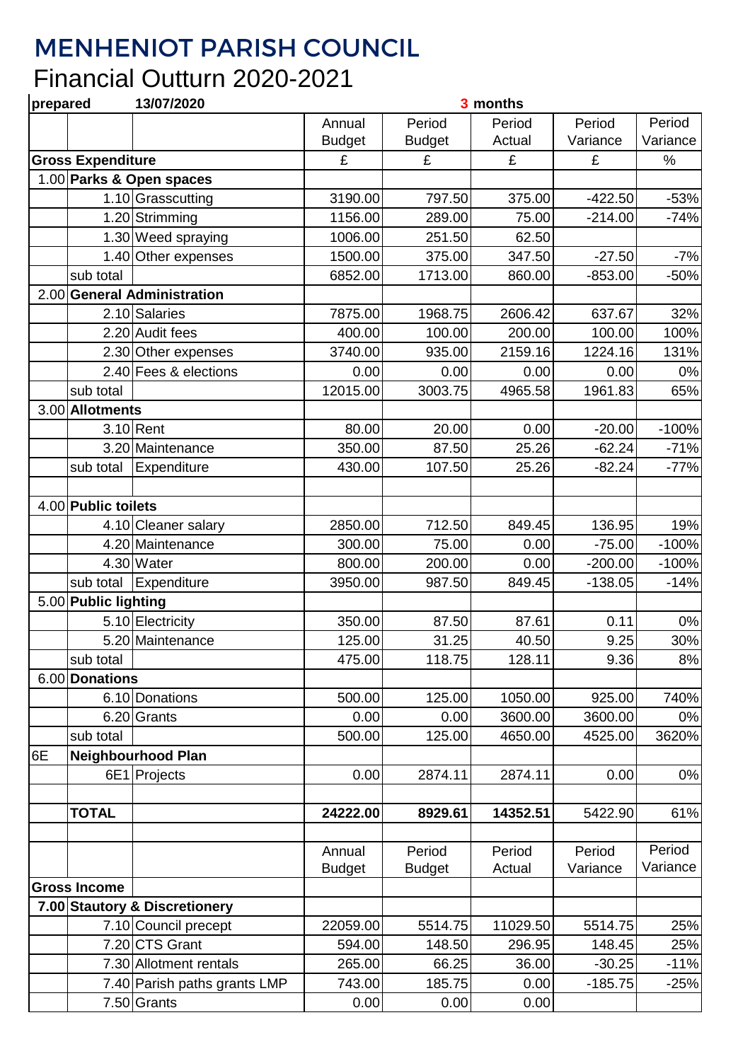# MENHENIOT PARISH COUNCIL

## Financial Outturn 2020-2021

| prepared | 13/07/2020 | | 3 months | | | | |
|---|---|---|---|---|---|---|---|
| | | | Annual Budget | Period Budget | Period Actual | Period Variance | Period Variance |
| **Gross Expenditure** | | | £ | £ | £ | £ | % |
| 1.00 | **Parks & Open spaces** | | | | | | |
| | 1.10 | Grasscutting | 3190.00 | 797.50 | 375.00 | -422.50 | -53% |
| | 1.20 | Strimming | 1156.00 | 289.00 | 75.00 | -214.00 | -74% |
| | 1.30 | Weed spraying | 1006.00 | 251.50 | 62.50 | | |
| | 1.40 | Other expenses | 1500.00 | 375.00 | 347.50 | -27.50 | -7% |
| | sub total | | 6852.00 | 1713.00 | 860.00 | -853.00 | -50% |
| 2.00 | **General Administration** | | | | | | |
| | 2.10 | Salaries | 7875.00 | 1968.75 | 2606.42 | 637.67 | 32% |
| | 2.20 | Audit fees | 400.00 | 100.00 | 200.00 | 100.00 | 100% |
| | 2.30 | Other expenses | 3740.00 | 935.00 | 2159.16 | 1224.16 | 131% |
| | 2.40 | Fees & elections | 0.00 | 0.00 | 0.00 | 0.00 | 0% |
| | sub total | | 12015.00 | 3003.75 | 4965.58 | 1961.83 | 65% |
| 3.00 | **Allotments** | | | | | | |
| | 3.10 | Rent | 80.00 | 20.00 | 0.00 | -20.00 | -100% |
| | 3.20 | Maintenance | 350.00 | 87.50 | 25.26 | -62.24 | -71% |
| | sub total | Expenditure | 430.00 | 107.50 | 25.26 | -82.24 | -77% |
| | | | | | | | |
| 4.00 | **Public toilets** | | | | | | |
| | 4.10 | Cleaner salary | 2850.00 | 712.50 | 849.45 | 136.95 | 19% |
| | 4.20 | Maintenance | 300.00 | 75.00 | 0.00 | -75.00 | -100% |
| | 4.30 | Water | 800.00 | 200.00 | 0.00 | -200.00 | -100% |
| | sub total | Expenditure | 3950.00 | 987.50 | 849.45 | -138.05 | -14% |
| 5.00 | **Public lighting** | | | | | | |
| | 5.10 | Electricity | 350.00 | 87.50 | 87.61 | 0.11 | 0% |
| | 5.20 | Maintenance | 125.00 | 31.25 | 40.50 | 9.25 | 30% |
| | sub total | | 475.00 | 118.75 | 128.11 | 9.36 | 8% |
| 6.00 | **Donations** | | | | | | |
| | 6.10 | Donations | 500.00 | 125.00 | 1050.00 | 925.00 | 740% |
| | 6.20 | Grants | 0.00 | 0.00 | 3600.00 | 3600.00 | 0% |
| | sub total | | 500.00 | 125.00 | 4650.00 | 4525.00 | 3620% |
| 6E | **Neighbourhood Plan** | | | | | | |
| | 6E1 | Projects | 0.00 | 2874.11 | 2874.11 | 0.00 | 0% |
| | | | | | | | |
| | **TOTAL** | | **24222.00** | **8929.61** | **14352.51** | 5422.90 | 61% |
| | | | | | | | |
| | | | Annual Budget | Period Budget | Period Actual | Period Variance | Period Variance |
| **Gross Income** | | | | | | | |
| 7.00 | **Stautory & Discretionery** | | | | | | |
| | 7.10 | Council precept | 22059.00 | 5514.75 | 11029.50 | 5514.75 | 25% |
| | 7.20 | CTS Grant | 594.00 | 148.50 | 296.95 | 148.45 | 25% |
| | 7.30 | Allotment rentals | 265.00 | 66.25 | 36.00 | -30.25 | -11% |
| | 7.40 | Parish paths grants LMP | 743.00 | 185.75 | 0.00 | -185.75 | -25% |
| | 7.50 | Grants | 0.00 | 0.00 | 0.00 | | |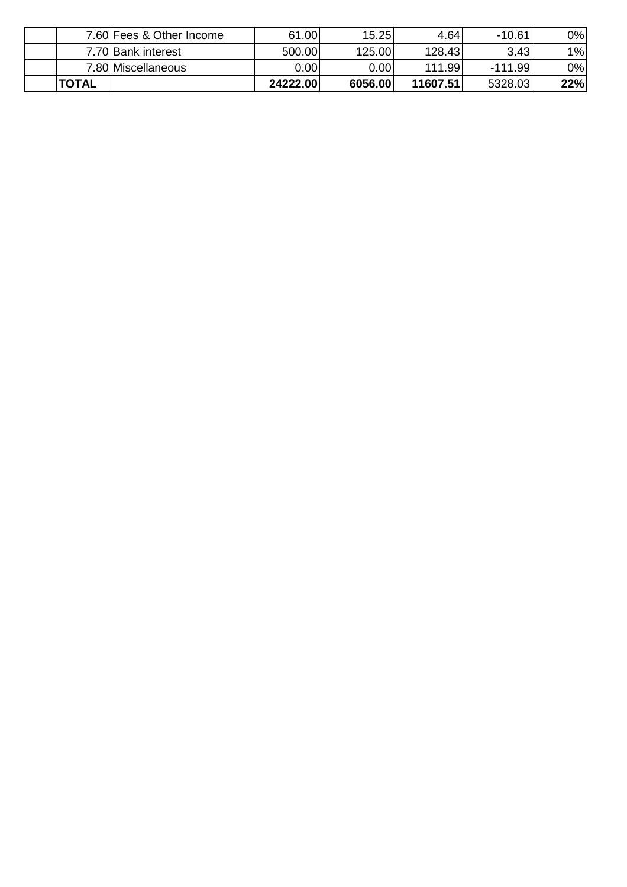| | | | | | | | |
|---|---|---|---|---|---|---|---|
| | 7.60 | Fees & Other Income | 61.00 | 15.25 | 4.64 | -10.61 | 0% |
| | 7.70 | Bank interest | 500.00 | 125.00 | 128.43 | 3.43 | 1% |
| | 7.80 | Miscellaneous | 0.00 | 0.00 | 111.99 | -111.99 | 0% |
| | **TOTAL** | | **24222.00** | **6056.00** | **11607.51** | 5328.03 | **22%** |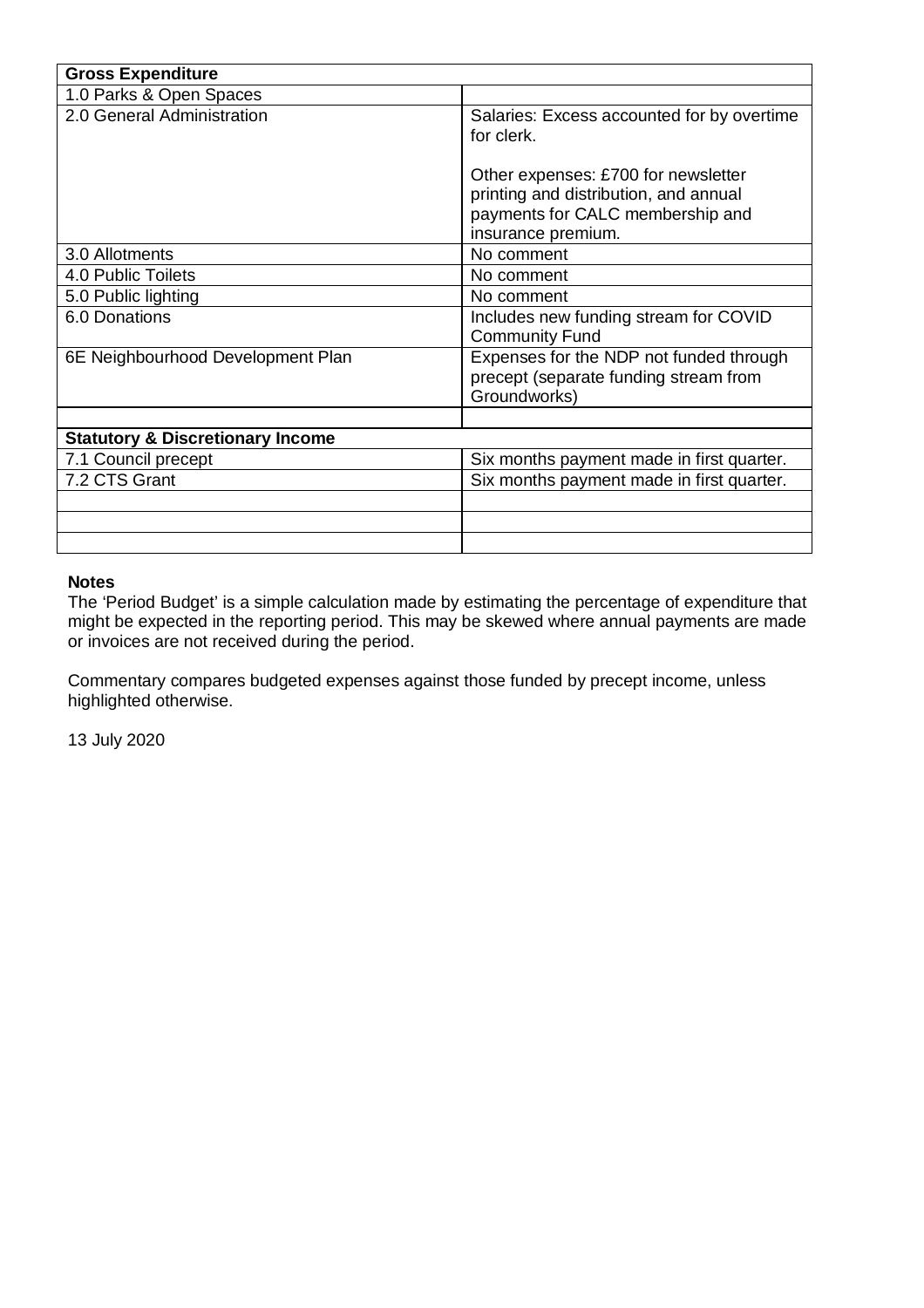| | |
|---|---|
| **Gross Expenditure** | |
| 1.0 Parks & Open Spaces | |
| 2.0 General Administration | Salaries: Excess accounted for by overtime for clerk.<br><br>Other expenses: £700 for newsletter printing and distribution, and annual payments for CALC membership and insurance premium. |
| 3.0 Allotments | No comment |
| 4.0 Public Toilets | No comment |
| 5.0 Public lighting | No comment |
| 6.0 Donations | Includes new funding stream for COVID Community Fund |
| 6E Neighbourhood Development Plan | Expenses for the NDP not funded through precept (separate funding stream from Groundworks) |
| | |
| **Statutory & Discretionary Income** | |
| 7.1 Council precept | Six months payment made in first quarter. |
| 7.2 CTS Grant | Six months payment made in first quarter. |
| | |
| | |
| | |

**Notes**

The 'Period Budget' is a simple calculation made by estimating the percentage of expenditure that might be expected in the reporting period. This may be skewed where annual payments are made or invoices are not received during the period.

Commentary compares budgeted expenses against those funded by precept income, unless highlighted otherwise.

13 July 2020